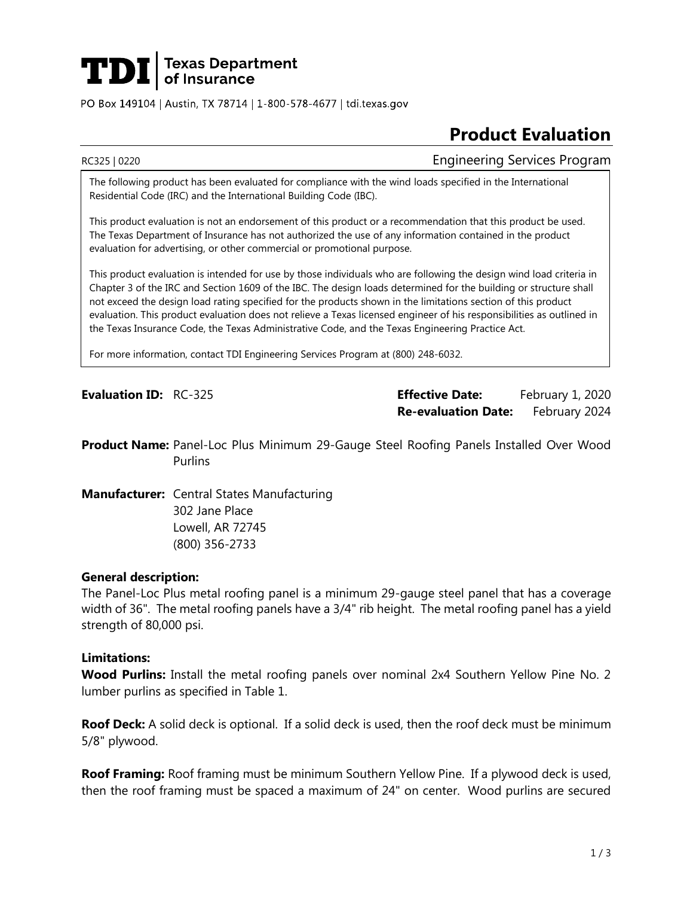**TDI** | Texas Department of Insurance

PO Box 149104 | Austin, TX 78714 | 1-800-578-4677 | tdi.texas.gov

# Product Evaluation

RC325 | 0220 Engineering Services Program

The following product has been evaluated for compliance with the wind loads specified in the International Residential Code (IRC) and the International Building Code (IBC).

This product evaluation is not an endorsement of this product or a recommendation that this product be used. The Texas Department of Insurance has not authorized the use of any information contained in the product evaluation for advertising, or other commercial or promotional purpose.

This product evaluation is intended for use by those individuals who are following the design wind load criteria in Chapter 3 of the IRC and Section 1609 of the IBC. The design loads determined for the building or structure shall not exceed the design load rating specified for the products shown in the limitations section of this product evaluation. This product evaluation does not relieve a Texas licensed engineer of his responsibilities as outlined in the Texas Insurance Code, the Texas Administrative Code, and the Texas Engineering Practice Act.

For more information, contact TDI Engineering Services Program at (800) 248-6032.

**Evaluation ID:** RC-325

**Effective Date:** February 1, 2020
**Re-evaluation Date:** February 2024

**Product Name:** Panel-Loc Plus Minimum 29-Gauge Steel Roofing Panels Installed Over Wood Purlins

**Manufacturer:** Central States Manufacturing
302 Jane Place
Lowell, AR 72745
(800) 356-2733

**General description:**
The Panel-Loc Plus metal roofing panel is a minimum 29-gauge steel panel that has a coverage width of 36". The metal roofing panels have a 3/4" rib height. The metal roofing panel has a yield strength of 80,000 psi.

**Limitations:**
**Wood Purlins:** Install the metal roofing panels over nominal 2x4 Southern Yellow Pine No. 2 lumber purlins as specified in Table 1.

**Roof Deck:** A solid deck is optional. If a solid deck is used, then the roof deck must be minimum 5/8" plywood.

**Roof Framing:** Roof framing must be minimum Southern Yellow Pine. If a plywood deck is used, then the roof framing must be spaced a maximum of 24" on center. Wood purlins are secured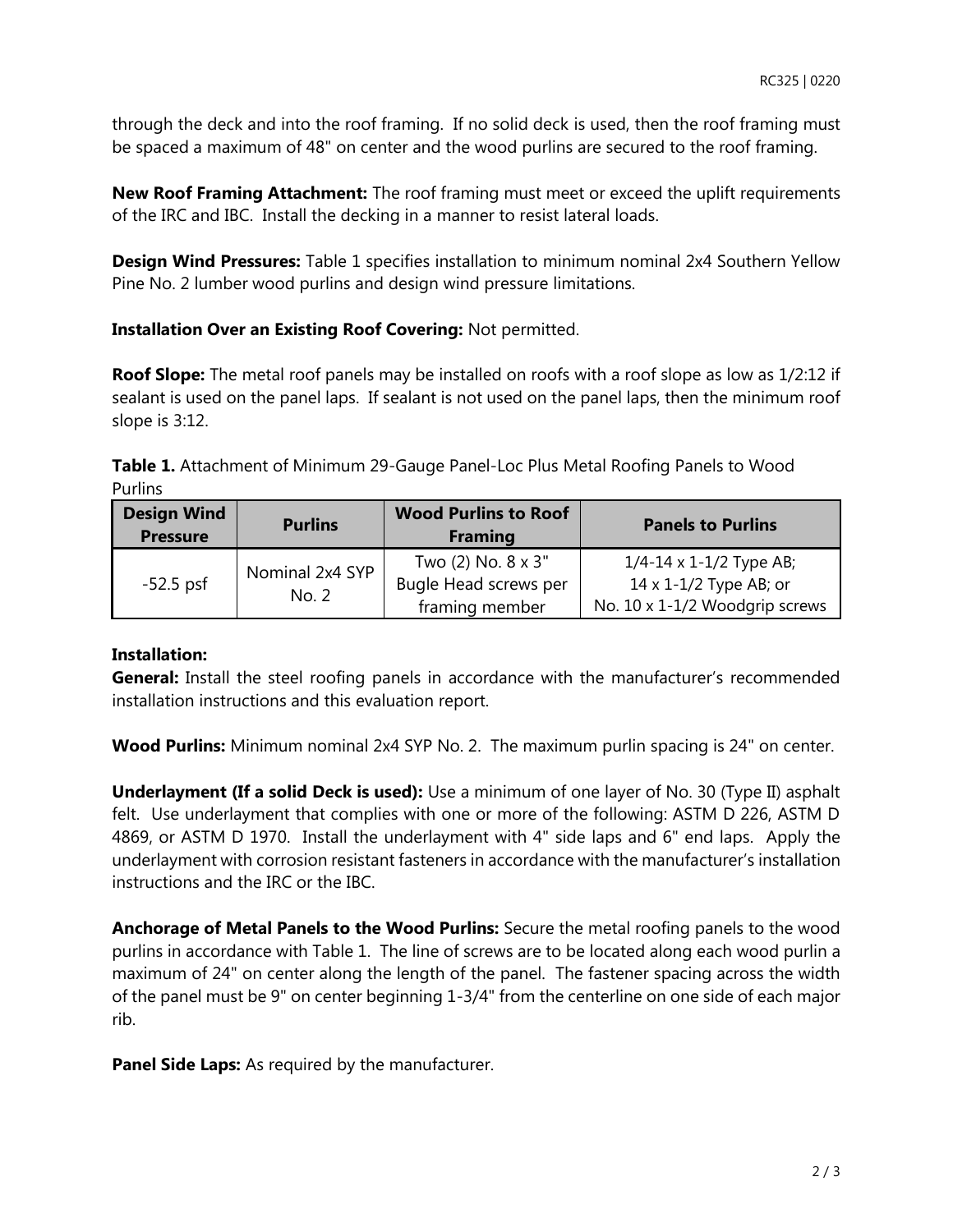through the deck and into the roof framing. If no solid deck is used, then the roof framing must be spaced a maximum of 48" on center and the wood purlins are secured to the roof framing.

**New Roof Framing Attachment:** The roof framing must meet or exceed the uplift requirements of the IRC and IBC. Install the decking in a manner to resist lateral loads.

**Design Wind Pressures:** Table 1 specifies installation to minimum nominal 2x4 Southern Yellow Pine No. 2 lumber wood purlins and design wind pressure limitations.

**Installation Over an Existing Roof Covering:** Not permitted.

**Roof Slope:** The metal roof panels may be installed on roofs with a roof slope as low as 1/2:12 if sealant is used on the panel laps. If sealant is not used on the panel laps, then the minimum roof slope is 3:12.

**Table 1.** Attachment of Minimum 29-Gauge Panel-Loc Plus Metal Roofing Panels to Wood Purlins

| Design Wind Pressure | Purlins | Wood Purlins to Roof Framing | Panels to Purlins |
|---|---|---|---|
| -52.5 psf | Nominal 2x4 SYP No. 2 | Two (2) No. 8 x 3" Bugle Head screws per framing member | 1/4-14 x 1-1/2 Type AB; 14 x 1-1/2 Type AB; or No. 10 x 1-1/2 Woodgrip screws |

**Installation:**

**General:** Install the steel roofing panels in accordance with the manufacturer's recommended installation instructions and this evaluation report.

**Wood Purlins:** Minimum nominal 2x4 SYP No. 2. The maximum purlin spacing is 24" on center.

**Underlayment (If a solid Deck is used):** Use a minimum of one layer of No. 30 (Type II) asphalt felt. Use underlayment that complies with one or more of the following: ASTM D 226, ASTM D 4869, or ASTM D 1970. Install the underlayment with 4" side laps and 6" end laps. Apply the underlayment with corrosion resistant fasteners in accordance with the manufacturer's installation instructions and the IRC or the IBC.

**Anchorage of Metal Panels to the Wood Purlins:** Secure the metal roofing panels to the wood purlins in accordance with Table 1. The line of screws are to be located along each wood purlin a maximum of 24" on center along the length of the panel. The fastener spacing across the width of the panel must be 9" on center beginning 1-3/4" from the centerline on one side of each major rib.

**Panel Side Laps:** As required by the manufacturer.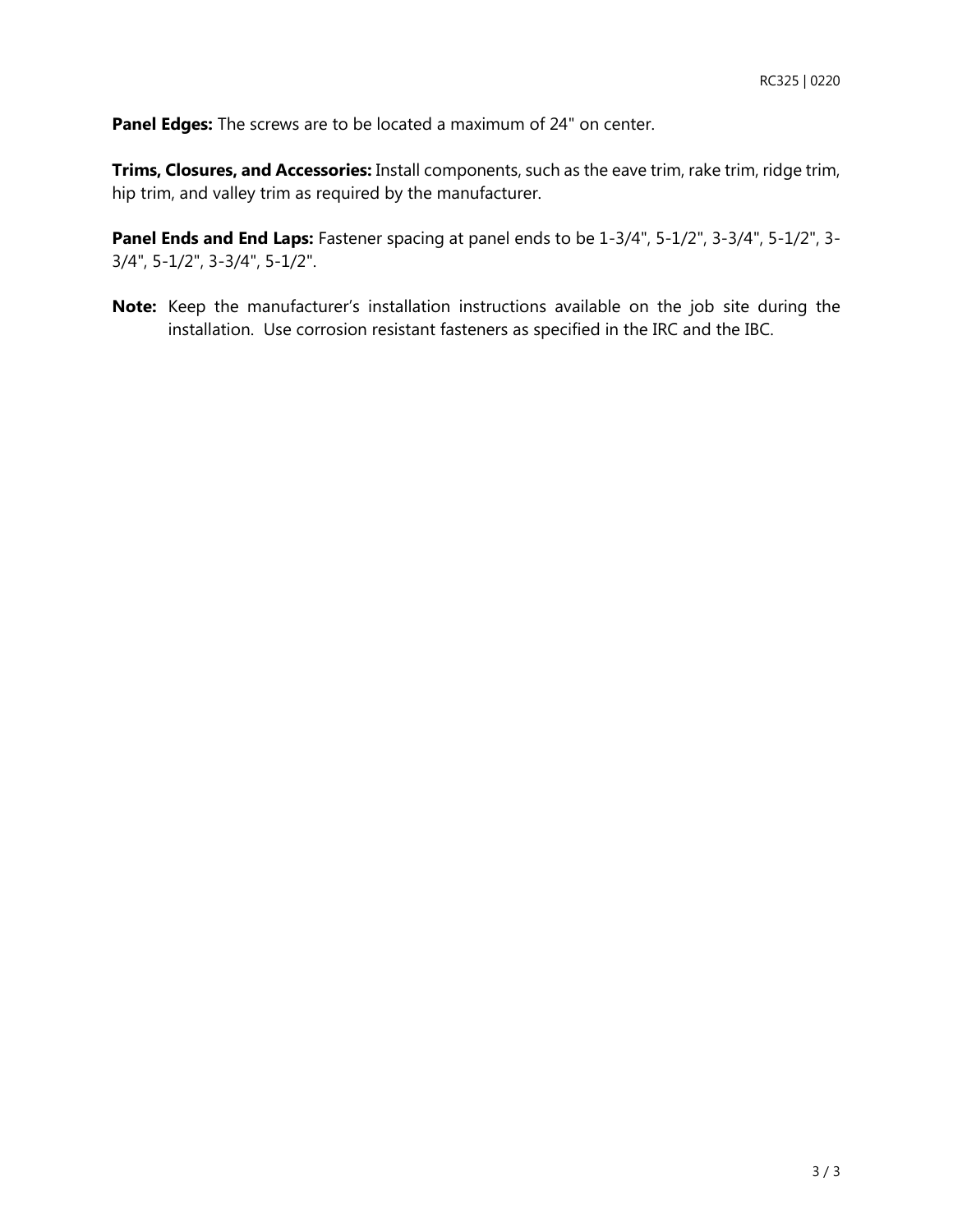**Panel Edges:** The screws are to be located a maximum of 24" on center.

**Trims, Closures, and Accessories:** Install components, such as the eave trim, rake trim, ridge trim, hip trim, and valley trim as required by the manufacturer.

**Panel Ends and End Laps:** Fastener spacing at panel ends to be 1-3/4", 5-1/2", 3-3/4", 5-1/2", 3-3/4", 5-1/2", 3-3/4", 5-1/2".

**Note:** Keep the manufacturer's installation instructions available on the job site during the installation. Use corrosion resistant fasteners as specified in the IRC and the IBC.